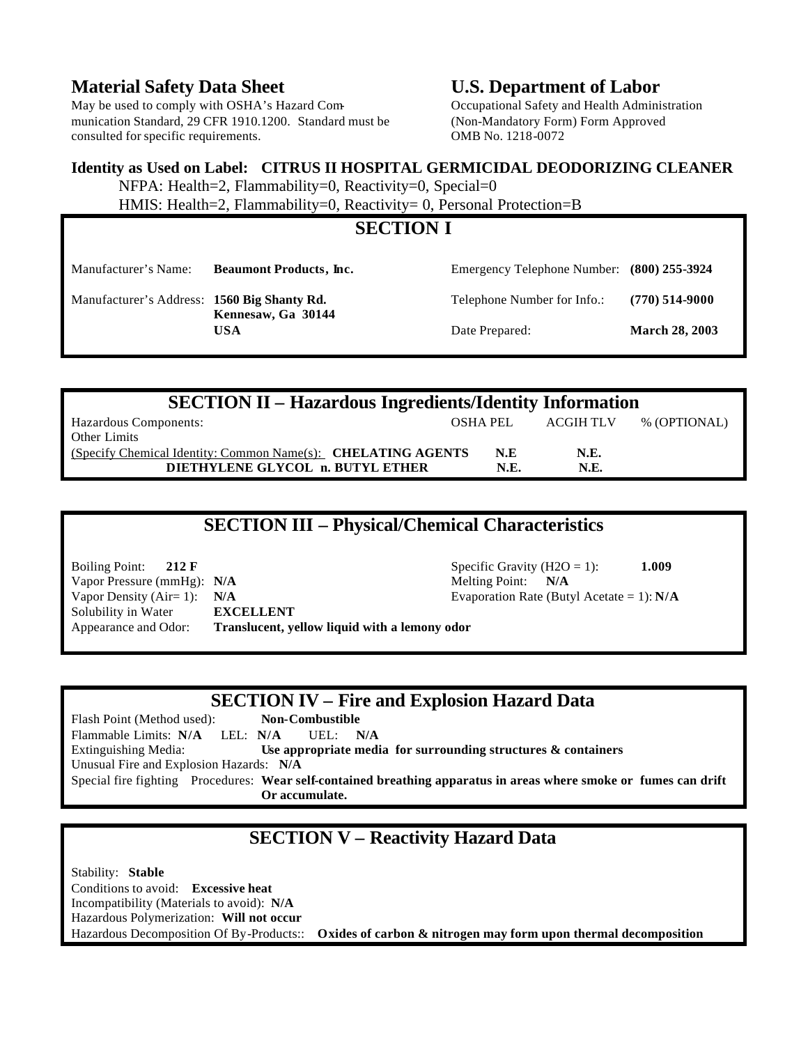## Material Safety Data Sheet

May be used to comply with OSHA's Hazard Communication Standard, 29 CFR 1910.1200. Standard must be consulted for specific requirements.

## U.S. Department of Labor

Occupational Safety and Health Administration
(Non-Mandatory Form) Form Approved
OMB No. 1218-0072

**Identity as Used on Label: CITRUS II HOSPITAL GERMICIDAL DEODORIZING CLEANER**

NFPA: Health=2, Flammability=0, Reactivity=0, Special=0
HMIS: Health=2, Flammability=0, Reactivity= 0, Personal Protection=B

## SECTION I

| | | | |
|---|---|---|---|
| Manufacturer's Name: | **Beaumont Products, Inc.** | Emergency Telephone Number: | **(800) 255-3924** |
| Manufacturer's Address: | **1560 Big Shanty Rd. Kennesaw, Ga 30144 USA** | Telephone Number for Info.: | **(770) 514-9000** |
| | | Date Prepared: | **March 28, 2003** |

## SECTION II – Hazardous Ingredients/Identity Information

| Hazardous Components: Other Limits | OSHA PEL | ACGIH TLV | % (OPTIONAL) |
|---|---|---|---|
| (Specify Chemical Identity: Common Name(s): **CHELATING AGENTS** | **N.E** | **N.E.** | |
| **DIETHYLENE GLYCOL n. BUTYL ETHER** | **N.E.** | **N.E.** | |

## SECTION III – Physical/Chemical Characteristics

Boiling Point: **212 F**
Vapor Pressure (mmHg): **N/A**
Vapor Density (Air= 1): **N/A**
Solubility in Water **EXCELLENT**
Appearance and Odor: **Translucent, yellow liquid with a lemony odor**

Specific Gravity (H2O = 1): **1.009**
Melting Point: **N/A**
Evaporation Rate (Butyl Acetate = 1): **N/A**

## SECTION IV – Fire and Explosion Hazard Data

Flash Point (Method used): **Non-Combustible**
Flammable Limits: **N/A** LEL: **N/A** UEL: **N/A**
Extinguishing Media: **Use appropriate media for surrounding structures & containers**
Unusual Fire and Explosion Hazards: **N/A**
Special fire fighting Procedures: **Wear self-contained breathing apparatus in areas where smoke or fumes can drift Or accumulate.**

## SECTION V – Reactivity Hazard Data

Stability: **Stable**
Conditions to avoid: **Excessive heat**
Incompatibility (Materials to avoid): **N/A**
Hazardous Polymerization: **Will not occur**
Hazardous Decomposition Of By-Products:: **Oxides of carbon & nitrogen may form upon thermal decomposition**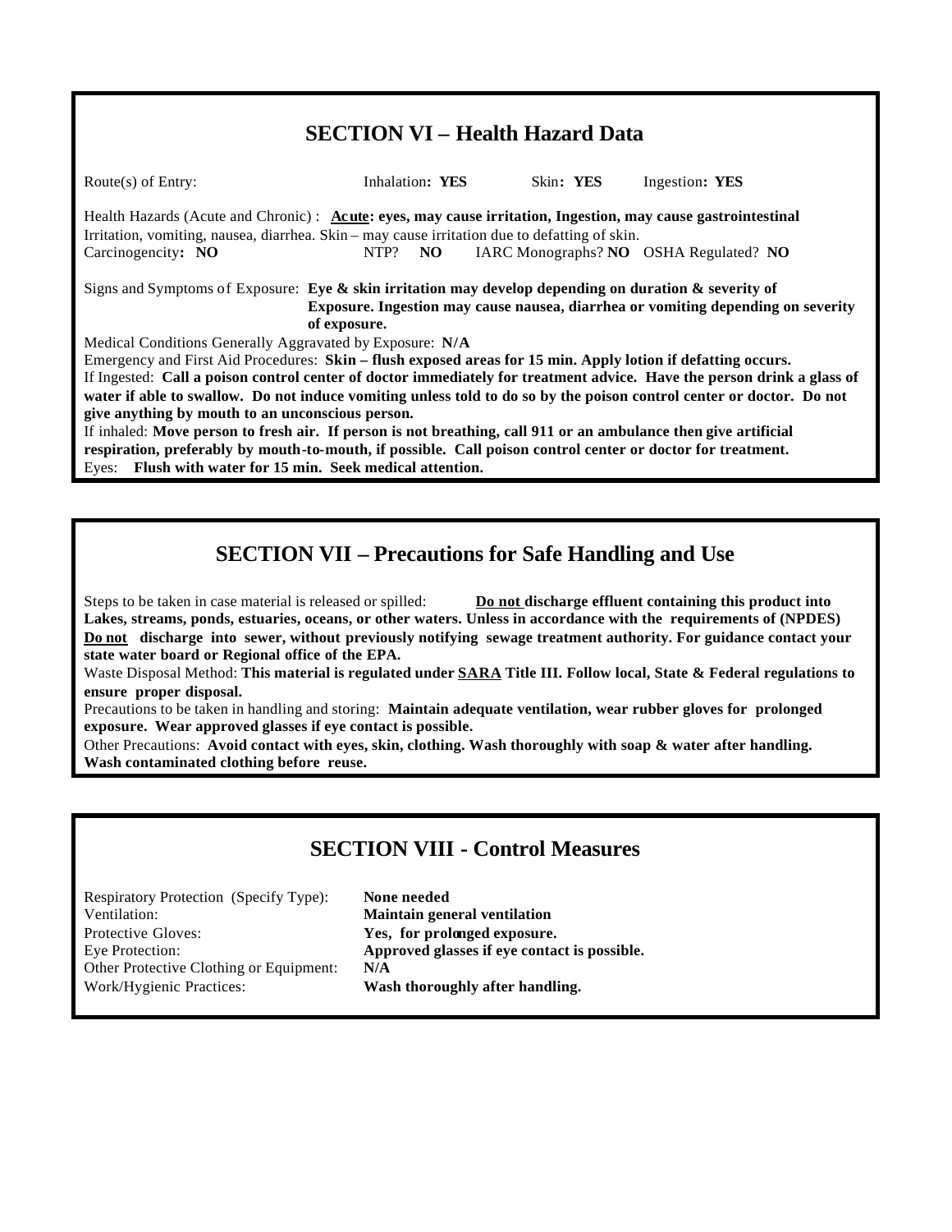## SECTION VI – Health Hazard Data

Route(s) of Entry: Inhalation: **YES** Skin: **YES** Ingestion: **YES**

Health Hazards (Acute and Chronic) : **Acute: eyes, may cause irritation, Ingestion, may cause gastrointestinal** Irritation, vomiting, nausea, diarrhea. Skin – may cause irritation due to defatting of skin.

Carcinogencity: **NO** NTP? **NO** IARC Monographs? **NO** OSHA Regulated? **NO**

Signs and Symptoms of Exposure: **Eye & skin irritation may develop depending on duration & severity of Exposure. Ingestion may cause nausea, diarrhea or vomiting depending on severity of exposure.**

Medical Conditions Generally Aggravated by Exposure: **N/A**

Emergency and First Aid Procedures: **Skin – flush exposed areas for 15 min. Apply lotion if defatting occurs.**

If Ingested: **Call a poison control center of doctor immediately for treatment advice. Have the person drink a glass of water if able to swallow. Do not induce vomiting unless told to do so by the poison control center or doctor. Do not give anything by mouth to an unconscious person.**

If inhaled: **Move person to fresh air. If person is not breathing, call 911 or an ambulance then give artificial respiration, preferably by mouth-to-mouth, if possible. Call poison control center or doctor for treatment.**

Eyes: **Flush with water for 15 min. Seek medical attention.**

## SECTION VII – Precautions for Safe Handling and Use

Steps to be taken in case material is released or spilled: **Do not discharge effluent containing this product into Lakes, streams, ponds, estuaries, oceans, or other waters. Unless in accordance with the requirements of (NPDES) Do not discharge into sewer, without previously notifying sewage treatment authority. For guidance contact your state water board or Regional office of the EPA.**

Waste Disposal Method: **This material is regulated under SARA Title III. Follow local, State & Federal regulations to ensure proper disposal.**

Precautions to be taken in handling and storing: **Maintain adequate ventilation, wear rubber gloves for prolonged exposure. Wear approved glasses if eye contact is possible.**

Other Precautions: **Avoid contact with eyes, skin, clothing. Wash thoroughly with soap & water after handling. Wash contaminated clothing before reuse.**

## SECTION VIII - Control Measures

| | |
|---|---|
| Respiratory Protection (Specify Type): | **None needed** |
| Ventilation: | **Maintain general ventilation** |
| Protective Gloves: | **Yes, for prolonged exposure.** |
| Eye Protection: | **Approved glasses if eye contact is possible.** |
| Other Protective Clothing or Equipment: | **N/A** |
| Work/Hygienic Practices: | **Wash thoroughly after handling.** |